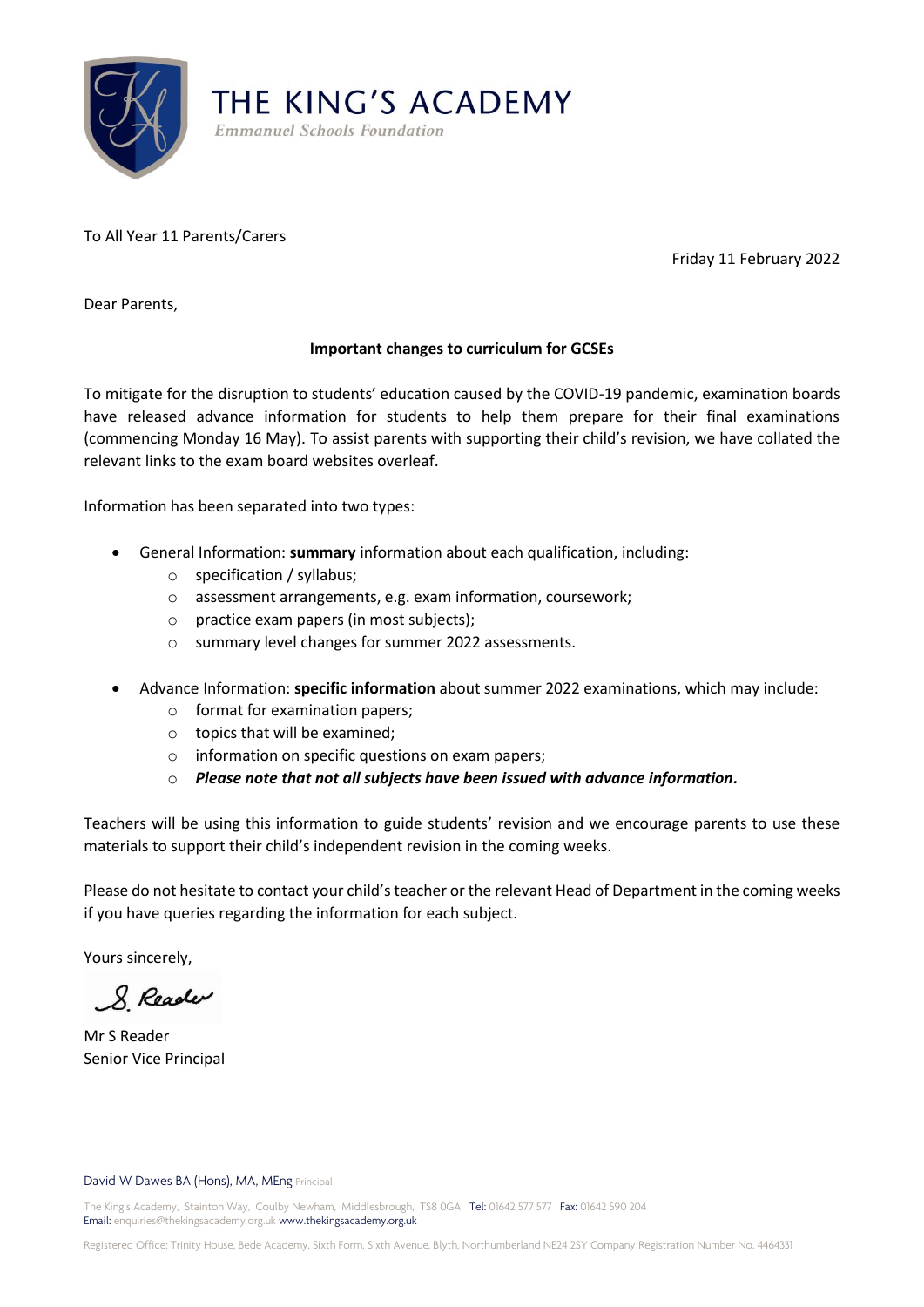# THE KING'S ACADEMY

*Emmanuel Schools Foundation*

To All Year 11 Parents/Carers

Friday 11 February 2022

Dear Parents,

**Important changes to curriculum for GCSEs**

To mitigate for the disruption to students' education caused by the COVID-19 pandemic, examination boards have released advance information for students to help them prepare for their final examinations (commencing Monday 16 May). To assist parents with supporting their child's revision, we have collated the relevant links to the exam board websites overleaf.

Information has been separated into two types:

- General Information: **summary** information about each qualification, including:
  - specification / syllabus;
  - assessment arrangements, e.g. exam information, coursework;
  - practice exam papers (in most subjects);
  - summary level changes for summer 2022 assessments.

- Advance Information: **specific information** about summer 2022 examinations, which may include:
  - format for examination papers;
  - topics that will be examined;
  - information on specific questions on exam papers;
  - ***Please note that not all subjects have been issued with advance information.***

Teachers will be using this information to guide students' revision and we encourage parents to use these materials to support their child's independent revision in the coming weeks.

Please do not hesitate to contact your child's teacher or the relevant Head of Department in the coming weeks if you have queries regarding the information for each subject.

Yours sincerely,

S. Reader

Mr S Reader
Senior Vice Principal

David W Dawes BA (Hons), MA, MEng Principal

The King's Academy, Stainton Way, Coulby Newham, Middlesbrough, TS8 0GA Tel: 01642 577 577 Fax: 01642 590 204
Email: enquiries@thekingsacademy.org.uk www.thekingsacademy.org.uk

Registered Office: Trinity House, Bede Academy, Sixth Form, Sixth Avenue, Blyth, Northumberland NE24 2SY Company Registration Number No. 4464331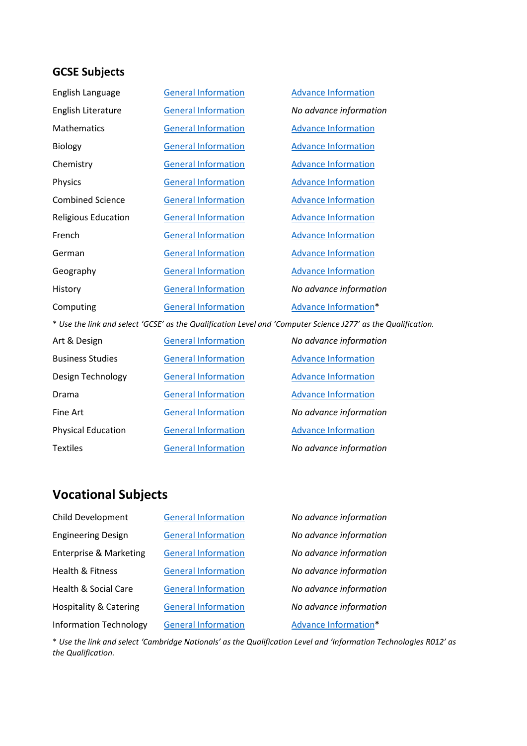## GCSE Subjects

| | | |
|---|---|---|
| English Language | General Information | Advance Information |
| English Literature | General Information | *No advance information* |
| Mathematics | General Information | Advance Information |
| Biology | General Information | Advance Information |
| Chemistry | General Information | Advance Information |
| Physics | General Information | Advance Information |
| Combined Science | General Information | Advance Information |
| Religious Education | General Information | Advance Information |
| French | General Information | Advance Information |
| German | General Information | Advance Information |
| Geography | General Information | Advance Information |
| History | General Information | *No advance information* |
| Computing | General Information | Advance Information* |

*\* Use the link and select 'GCSE' as the Qualification Level and 'Computer Science J277' as the Qualification.*

| | | |
|---|---|---|
| Art & Design | General Information | *No advance information* |
| Business Studies | General Information | Advance Information |
| Design Technology | General Information | Advance Information |
| Drama | General Information | Advance Information |
| Fine Art | General Information | *No advance information* |
| Physical Education | General Information | Advance Information |
| Textiles | General Information | *No advance information* |

## Vocational Subjects

| | | |
|---|---|---|
| Child Development | General Information | *No advance information* |
| Engineering Design | General Information | *No advance information* |
| Enterprise & Marketing | General Information | *No advance information* |
| Health & Fitness | General Information | *No advance information* |
| Health & Social Care | General Information | *No advance information* |
| Hospitality & Catering | General Information | *No advance information* |
| Information Technology | General Information | Advance Information* |

*\* Use the link and select 'Cambridge Nationals' as the Qualification Level and 'Information Technologies R012' as the Qualification.*